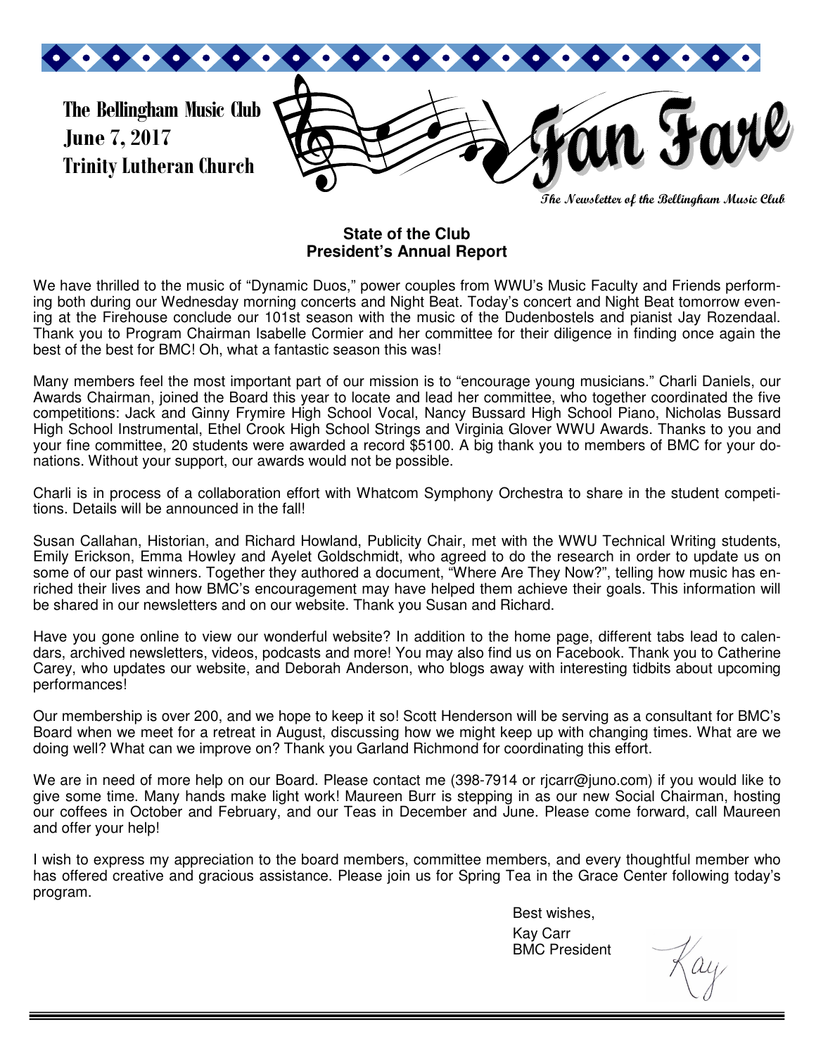**The Bellingham Music Club**
**June 7, 2017**
**Trinity Lutheran Church**

# Fan Fare

*The Newsletter of the Bellingham Music Club*

## State of the Club
## President's Annual Report

We have thrilled to the music of "Dynamic Duos," power couples from WWU's Music Faculty and Friends performing both during our Wednesday morning concerts and Night Beat. Today's concert and Night Beat tomorrow evening at the Firehouse conclude our 101st season with the music of the Dudenbostels and pianist Jay Rozendaal. Thank you to Program Chairman Isabelle Cormier and her committee for their diligence in finding once again the best of the best for BMC! Oh, what a fantastic season this was!

Many members feel the most important part of our mission is to "encourage young musicians." Charli Daniels, our Awards Chairman, joined the Board this year to locate and lead her committee, who together coordinated the five competitions: Jack and Ginny Frymire High School Vocal, Nancy Bussard High School Piano, Nicholas Bussard High School Instrumental, Ethel Crook High School Strings and Virginia Glover WWU Awards. Thanks to you and your fine committee, 20 students were awarded a record $5100. A big thank you to members of BMC for your donations. Without your support, our awards would not be possible.

Charli is in process of a collaboration effort with Whatcom Symphony Orchestra to share in the student competitions. Details will be announced in the fall!

Susan Callahan, Historian, and Richard Howland, Publicity Chair, met with the WWU Technical Writing students, Emily Erickson, Emma Howley and Ayelet Goldschmidt, who agreed to do the research in order to update us on some of our past winners. Together they authored a document, "Where Are They Now?", telling how music has enriched their lives and how BMC's encouragement may have helped them achieve their goals. This information will be shared in our newsletters and on our website. Thank you Susan and Richard.

Have you gone online to view our wonderful website? In addition to the home page, different tabs lead to calendars, archived newsletters, videos, podcasts and more! You may also find us on Facebook. Thank you to Catherine Carey, who updates our website, and Deborah Anderson, who blogs away with interesting tidbits about upcoming performances!

Our membership is over 200, and we hope to keep it so! Scott Henderson will be serving as a consultant for BMC's Board when we meet for a retreat in August, discussing how we might keep up with changing times. What are we doing well? What can we improve on? Thank you Garland Richmond for coordinating this effort.

We are in need of more help on our Board. Please contact me (398-7914 or rjcarr@juno.com) if you would like to give some time. Many hands make light work! Maureen Burr is stepping in as our new Social Chairman, hosting our coffees in October and February, and our Teas in December and June. Please come forward, call Maureen and offer your help!

I wish to express my appreciation to the board members, committee members, and every thoughtful member who has offered creative and gracious assistance. Please join us for Spring Tea in the Grace Center following today's program.

Best wishes,
Kay Carr
BMC President

*Kay*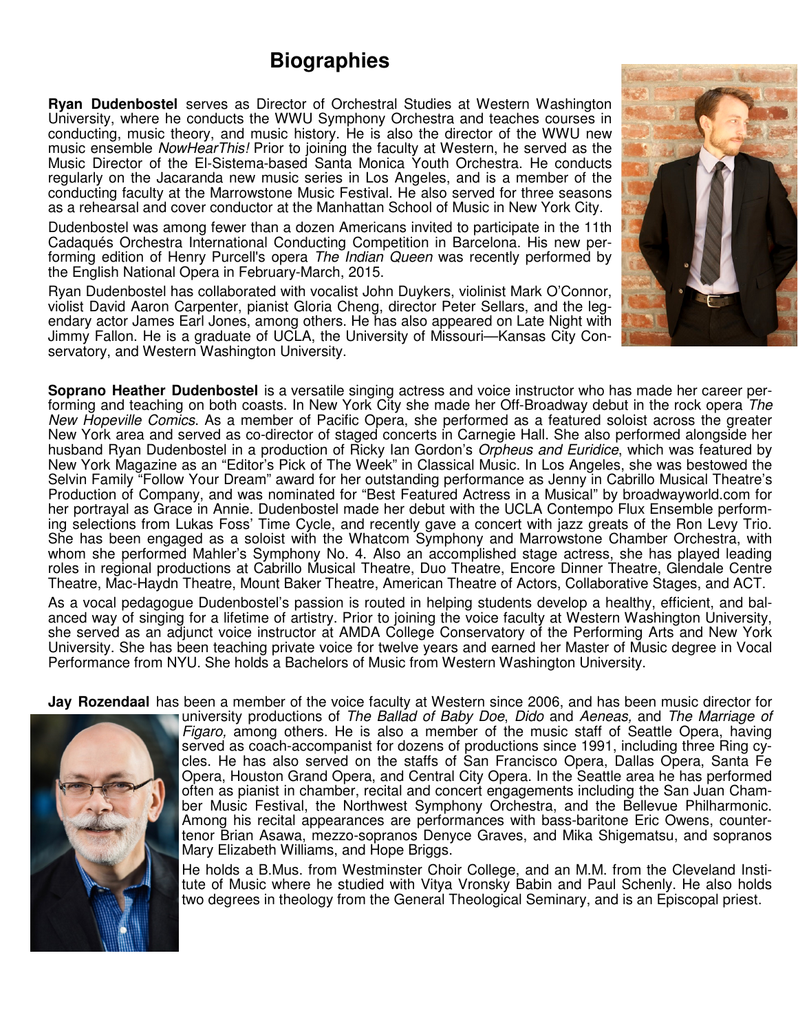# Biographies

**Ryan Dudenbostel** serves as Director of Orchestral Studies at Western Washington University, where he conducts the WWU Symphony Orchestra and teaches courses in conducting, music theory, and music history. He is also the director of the WWU new music ensemble *NowHearThis!* Prior to joining the faculty at Western, he served as the Music Director of the El-Sistema-based Santa Monica Youth Orchestra. He conducts regularly on the Jacaranda new music series in Los Angeles, and is a member of the conducting faculty at the Marrowstone Music Festival. He also served for three seasons as a rehearsal and cover conductor at the Manhattan School of Music in New York City.

Dudenbostel was among fewer than a dozen Americans invited to participate in the 11th Cadaqués Orchestra International Conducting Competition in Barcelona. His new performing edition of Henry Purcell's opera *The Indian Queen* was recently performed by the English National Opera in February-March, 2015.

Ryan Dudenbostel has collaborated with vocalist John Duykers, violinist Mark O'Connor, violist David Aaron Carpenter, pianist Gloria Cheng, director Peter Sellars, and the legendary actor James Earl Jones, among others. He has also appeared on Late Night with Jimmy Fallon. He is a graduate of UCLA, the University of Missouri—Kansas City Conservatory, and Western Washington University.

**Soprano Heather Dudenbostel** is a versatile singing actress and voice instructor who has made her career performing and teaching on both coasts. In New York City she made her Off-Broadway debut in the rock opera *The New Hopeville Comics*. As a member of Pacific Opera, she performed as a featured soloist across the greater New York area and served as co-director of staged concerts in Carnegie Hall. She also performed alongside her husband Ryan Dudenbostel in a production of Ricky Ian Gordon's *Orpheus and Euridice*, which was featured by New York Magazine as an "Editor's Pick of The Week" in Classical Music. In Los Angeles, she was bestowed the Selvin Family "Follow Your Dream" award for her outstanding performance as Jenny in Cabrillo Musical Theatre's Production of Company, and was nominated for "Best Featured Actress in a Musical" by broadwayworld.com for her portrayal as Grace in Annie. Dudenbostel made her debut with the UCLA Contempo Flux Ensemble performing selections from Lukas Foss' Time Cycle, and recently gave a concert with jazz greats of the Ron Levy Trio. She has been engaged as a soloist with the Whatcom Symphony and Marrowstone Chamber Orchestra, with whom she performed Mahler's Symphony No. 4. Also an accomplished stage actress, she has played leading roles in regional productions at Cabrillo Musical Theatre, Duo Theatre, Encore Dinner Theatre, Glendale Centre Theatre, Mac-Haydn Theatre, Mount Baker Theatre, American Theatre of Actors, Collaborative Stages, and ACT.

As a vocal pedagogue Dudenbostel's passion is routed in helping students develop a healthy, efficient, and balanced way of singing for a lifetime of artistry. Prior to joining the voice faculty at Western Washington University, she served as an adjunct voice instructor at AMDA College Conservatory of the Performing Arts and New York University. She has been teaching private voice for twelve years and earned her Master of Music degree in Vocal Performance from NYU. She holds a Bachelors of Music from Western Washington University.

**Jay Rozendaal** has been a member of the voice faculty at Western since 2006, and has been music director for university productions of *The Ballad of Baby Doe*, *Dido* and *Aeneas,* and *The Marriage of Figaro,* among others. He is also a member of the music staff of Seattle Opera, having served as coach-accompanist for dozens of productions since 1991, including three Ring cycles. He has also served on the staffs of San Francisco Opera, Dallas Opera, Santa Fe Opera, Houston Grand Opera, and Central City Opera. In the Seattle area he has performed often as pianist in chamber, recital and concert engagements including the San Juan Chamber Music Festival, the Northwest Symphony Orchestra, and the Bellevue Philharmonic. Among his recital appearances are performances with bass-baritone Eric Owens, countertenor Brian Asawa, mezzo-sopranos Denyce Graves, and Mika Shigematsu, and sopranos Mary Elizabeth Williams, and Hope Briggs.

He holds a B.Mus. from Westminster Choir College, and an M.M. from the Cleveland Institute of Music where he studied with Vitya Vronsky Babin and Paul Schenly. He also holds two degrees in theology from the General Theological Seminary, and is an Episcopal priest.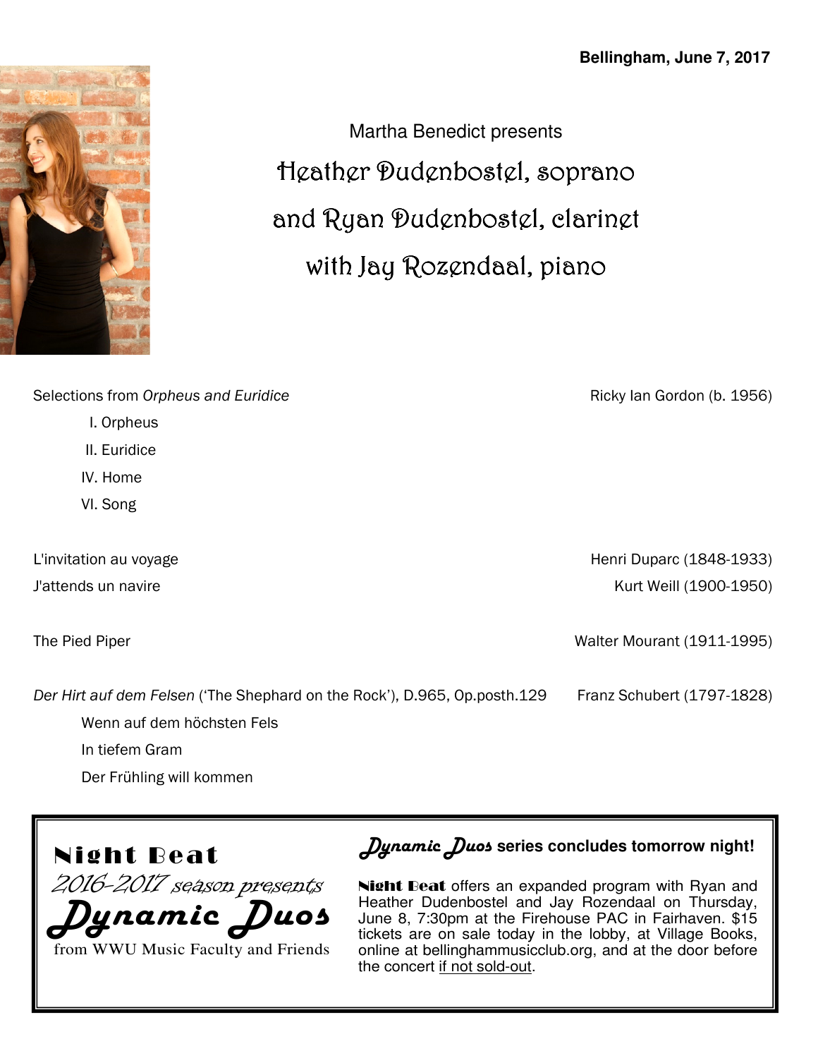**Bellingham, June 7, 2017**

Martha Benedict presents

# Heather Dudenbostel, soprano
# and Ryan Dudenbostel, clarinet
# with Jay Rozendaal, piano

Selections from *Orpheus and Euridice* — Ricky Ian Gordon (b. 1956)

- I. Orpheus
- II. Euridice
- IV. Home
- VI. Song

L'invitation au voyage — Henri Duparc (1848-1933)

J'attends un navire — Kurt Weill (1900-1950)

The Pied Piper — Walter Mourant (1911-1995)

*Der Hirt auf dem Felsen* ('The Shephard on the Rock'), D.965, Op.posth.129 — Franz Schubert (1797-1828)

- Wenn auf dem höchsten Fels
- In tiefem Gram
- Der Frühling will kommen

---

**Night Beat**

*2016-2017 season presents*

***Dynamic Duos***

from WWU Music Faculty and Friends

***Dynamic Duos*** **series concludes tomorrow night!**

**Night Beat** offers an expanded program with Ryan and Heather Dudenbostel and Jay Rozendaal on Thursday, June 8, 7:30pm at the Firehouse PAC in Fairhaven. $15 tickets are on sale today in the lobby, at Village Books, online at bellinghammusicclub.org, and at the door before the concert if not sold-out.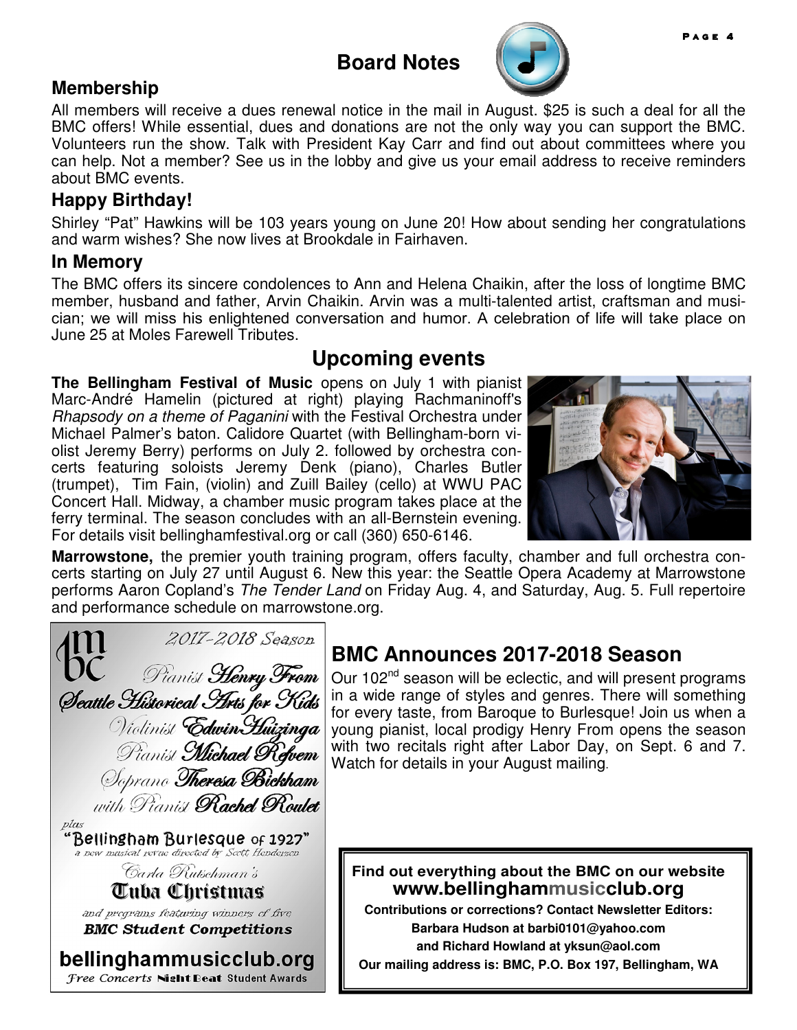## Board Notes

### Membership

All members will receive a dues renewal notice in the mail in August. $25 is such a deal for all the BMC offers! While essential, dues and donations are not the only way you can support the BMC. Volunteers run the show. Talk with President Kay Carr and find out about committees where you can help. Not a member? See us in the lobby and give us your email address to receive reminders about BMC events.

### Happy Birthday!

Shirley "Pat" Hawkins will be 103 years young on June 20! How about sending her congratulations and warm wishes? She now lives at Brookdale in Fairhaven.

### In Memory

The BMC offers its sincere condolences to Ann and Helena Chaikin, after the loss of longtime BMC member, husband and father, Arvin Chaikin. Arvin was a multi-talented artist, craftsman and musician; we will miss his enlightened conversation and humor. A celebration of life will take place on June 25 at Moles Farewell Tributes.

## Upcoming events

**The Bellingham Festival of Music** opens on July 1 with pianist Marc-André Hamelin (pictured at right) playing Rachmaninoff's *Rhapsody on a theme of Paganini* with the Festival Orchestra under Michael Palmer's baton. Calidore Quartet (with Bellingham-born violist Jeremy Berry) performs on July 2. followed by orchestra concerts featuring soloists Jeremy Denk (piano), Charles Butler (trumpet), Tim Fain, (violin) and Zuill Bailey (cello) at WWU PAC Concert Hall. Midway, a chamber music program takes place at the ferry terminal. The season concludes with an all-Bernstein evening. For details visit bellinghamfestival.org or call (360) 650-6146.

**Marrowstone,** the premier youth training program, offers faculty, chamber and full orchestra concerts starting on July 27 until August 6. New this year: the Seattle Opera Academy at Marrowstone performs Aaron Copland's *The Tender Land* on Friday Aug. 4, and Saturday, Aug. 5. Full repertoire and performance schedule on marrowstone.org.

bmc

2017-2018 Season

Pianist Henry From

Seattle Historical Arts for Kids

Violinist Edwin Huizinga

Pianist Michael Refvem

Soprano Theresa Bickham

with Pianist Rachel Roulet

plus

"Bellingham Burlesque of 1927"

a new musical revue directed by Scott Henderson

Carla Rutschman's

Tuba Christmas

and programs featuring winners of five

**BMC Student Competitions**

**bellinghammusicclub.org**

Free Concerts Night Beat Student Awards

## BMC Announces 2017-2018 Season

Our 102nd season will be eclectic, and will present programs in a wide range of styles and genres. There will something for every taste, from Baroque to Burlesque! Join us when a young pianist, local prodigy Henry From opens the season with two recitals right after Labor Day, on Sept. 6 and 7. Watch for details in your August mailing.

**Find out everything about the BMC on our website**
**www.bellinghammusicclub.org**

**Contributions or corrections? Contact Newsletter Editors:**
**Barbara Hudson at barbi0101@yahoo.com**
**and Richard Howland at yksun@aol.com**
**Our mailing address is: BMC, P.O. Box 197, Bellingham, WA**